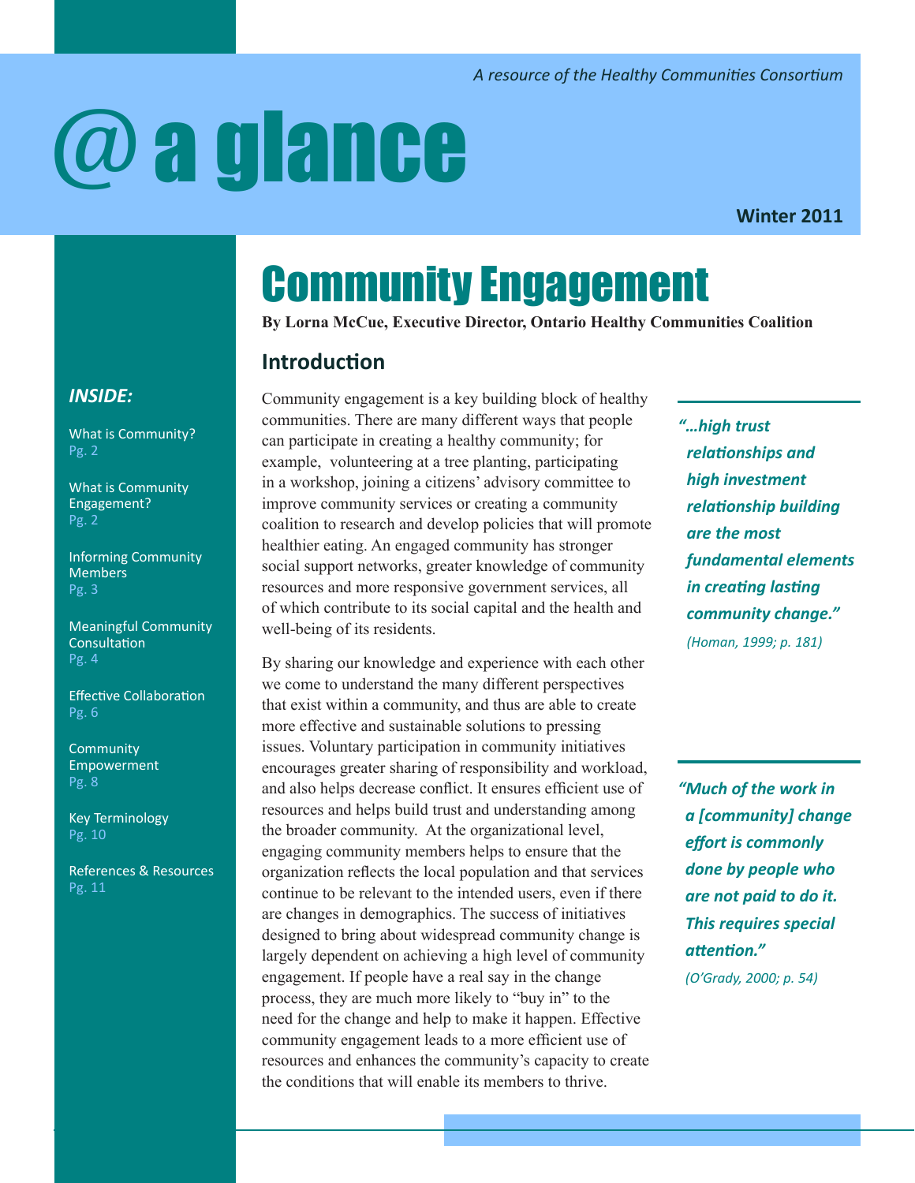*A resource of the Healthy Communities Consortium*

# @ a glance

**Winter 2011**

## Community Engagement

**By Lorna McCue, Executive Director, Ontario Healthy Communities Coalition**

***INSIDE:***

What is Community? Pg. 2

What is Community Engagement? Pg. 2

Informing Community Members Pg. 3

Meaningful Community Consultation Pg. 4

Effective Collaboration Pg. 6

Community Empowerment Pg. 8

Key Terminology Pg. 10

References & Resources Pg. 11

### Introduction

Community engagement is a key building block of healthy communities. There are many different ways that people can participate in creating a healthy community; for example, volunteering at a tree planting, participating in a workshop, joining a citizens' advisory committee to improve community services or creating a community coalition to research and develop policies that will promote healthier eating. An engaged community has stronger social support networks, greater knowledge of community resources and more responsive government services, all of which contribute to its social capital and the health and well-being of its residents.

By sharing our knowledge and experience with each other we come to understand the many different perspectives that exist within a community, and thus are able to create more effective and sustainable solutions to pressing issues. Voluntary participation in community initiatives encourages greater sharing of responsibility and workload, and also helps decrease conflict. It ensures efficient use of resources and helps build trust and understanding among the broader community. At the organizational level, engaging community members helps to ensure that the organization reflects the local population and that services continue to be relevant to the intended users, even if there are changes in demographics. The success of initiatives designed to bring about widespread community change is largely dependent on achieving a high level of community engagement. If people have a real say in the change process, they are much more likely to "buy in" to the need for the change and help to make it happen. Effective community engagement leads to a more efficient use of resources and enhances the community's capacity to create the conditions that will enable its members to thrive.

> ***"…high trust relationships and high investment relationship building are the most fundamental elements in creating lasting community change."***
> *(Homan, 1999; p. 181)*

> ***"Much of the work in a [community] change effort is commonly done by people who are not paid to do it. This requires special attention."***
> *(O'Grady, 2000; p. 54)*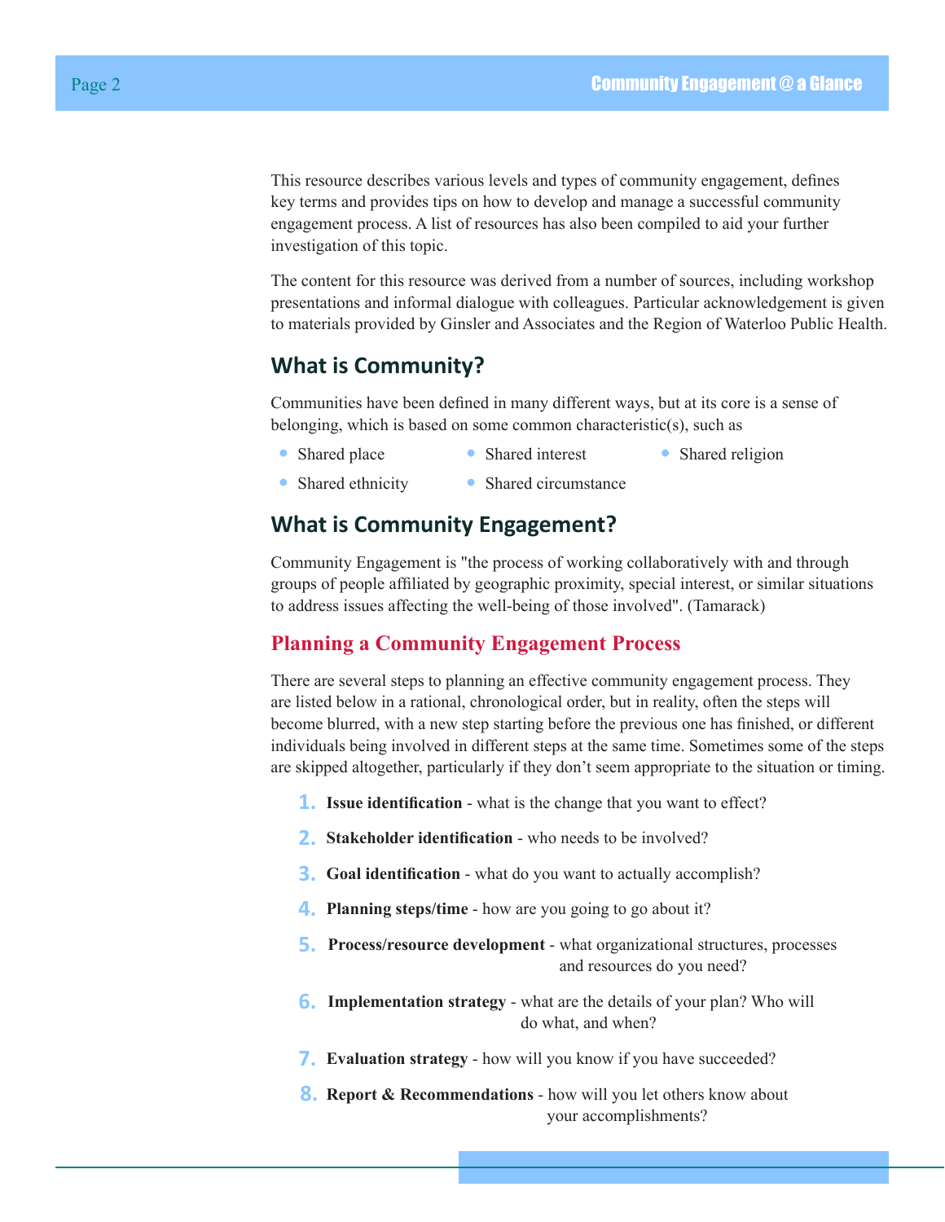This resource describes various levels and types of community engagement, defines key terms and provides tips on how to develop and manage a successful community engagement process. A list of resources has also been compiled to aid your further investigation of this topic.

The content for this resource was derived from a number of sources, including workshop presentations and informal dialogue with colleagues. Particular acknowledgement is given to materials provided by Ginsler and Associates and the Region of Waterloo Public Health.

## What is Community?

Communities have been defined in many different ways, but at its core is a sense of belonging, which is based on some common characteristic(s), such as

- Shared place
- Shared interest
- Shared religion
- Shared ethnicity
- Shared circumstance

## What is Community Engagement?

Community Engagement is "the process of working collaboratively with and through groups of people affiliated by geographic proximity, special interest, or similar situations to address issues affecting the well-being of those involved". (Tamarack)

### Planning a Community Engagement Process

There are several steps to planning an effective community engagement process. They are listed below in a rational, chronological order, but in reality, often the steps will become blurred, with a new step starting before the previous one has finished, or different individuals being involved in different steps at the same time. Sometimes some of the steps are skipped altogether, particularly if they don't seem appropriate to the situation or timing.

1. **Issue identification** - what is the change that you want to effect?
2. **Stakeholder identification** - who needs to be involved?
3. **Goal identification** - what do you want to actually accomplish?
4. **Planning steps/time** - how are you going to go about it?
5. **Process/resource development** - what organizational structures, processes and resources do you need?
6. **Implementation strategy** - what are the details of your plan? Who will do what, and when?
7. **Evaluation strategy** - how will you know if you have succeeded?
8. **Report & Recommendations** - how will you let others know about your accomplishments?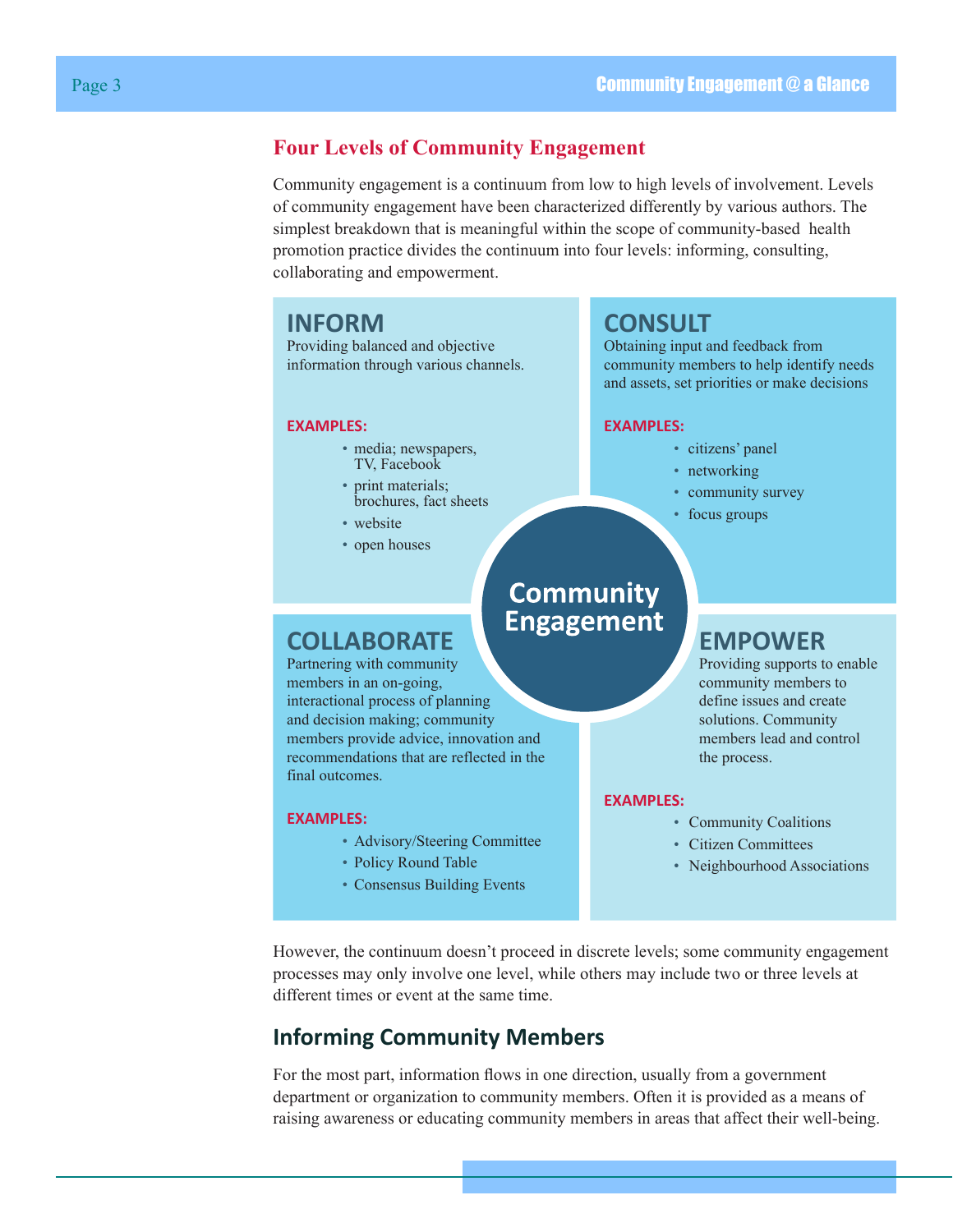## Four Levels of Community Engagement

Community engagement is a continuum from low to high levels of involvement. Levels of community engagement have been characterized differently by various authors. The simplest breakdown that is meaningful within the scope of community-based health promotion practice divides the continuum into four levels: informing, consulting, collaborating and empowerment.

### INFORM

Providing balanced and objective information through various channels.

**EXAMPLES:**

- media; newspapers, TV, Facebook
- print materials; brochures, fact sheets
- website
- open houses

### CONSULT

Obtaining input and feedback from community members to help identify needs and assets, set priorities or make decisions

**EXAMPLES:**

- citizens' panel
- networking
- community survey
- focus groups

### Community Engagement

### COLLABORATE

Partnering with community members in an on-going, interactional process of planning and decision making; community members provide advice, innovation and recommendations that are reflected in the final outcomes.

**EXAMPLES:**

- Advisory/Steering Committee
- Policy Round Table
- Consensus Building Events

### EMPOWER

Providing supports to enable community members to define issues and create solutions. Community members lead and control the process.

**EXAMPLES:**

- Community Coalitions
- Citizen Committees
- Neighbourhood Associations

However, the continuum doesn't proceed in discrete levels; some community engagement processes may only involve one level, while others may include two or three levels at different times or event at the same time.

## Informing Community Members

For the most part, information flows in one direction, usually from a government department or organization to community members. Often it is provided as a means of raising awareness or educating community members in areas that affect their well-being.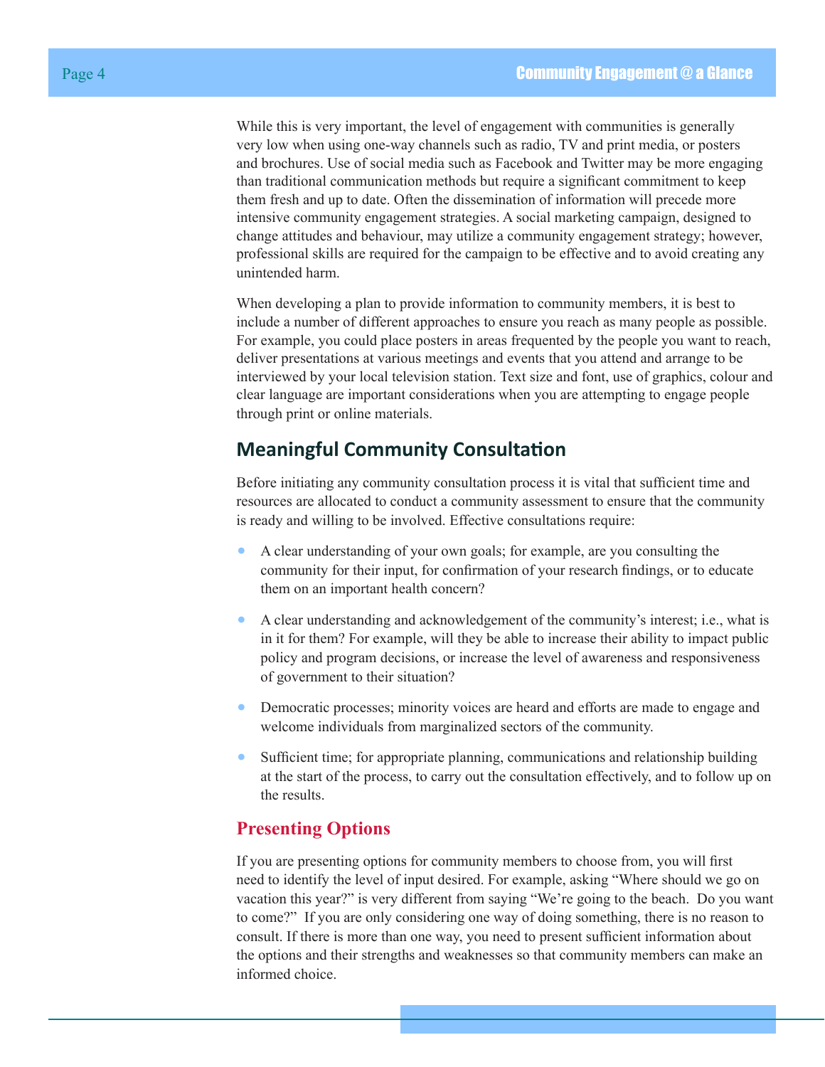While this is very important, the level of engagement with communities is generally very low when using one-way channels such as radio, TV and print media, or posters and brochures. Use of social media such as Facebook and Twitter may be more engaging than traditional communication methods but require a significant commitment to keep them fresh and up to date. Often the dissemination of information will precede more intensive community engagement strategies. A social marketing campaign, designed to change attitudes and behaviour, may utilize a community engagement strategy; however, professional skills are required for the campaign to be effective and to avoid creating any unintended harm.

When developing a plan to provide information to community members, it is best to include a number of different approaches to ensure you reach as many people as possible. For example, you could place posters in areas frequented by the people you want to reach, deliver presentations at various meetings and events that you attend and arrange to be interviewed by your local television station. Text size and font, use of graphics, colour and clear language are important considerations when you are attempting to engage people through print or online materials.

## Meaningful Community Consultation

Before initiating any community consultation process it is vital that sufficient time and resources are allocated to conduct a community assessment to ensure that the community is ready and willing to be involved. Effective consultations require:

- A clear understanding of your own goals; for example, are you consulting the community for their input, for confirmation of your research findings, or to educate them on an important health concern?
- A clear understanding and acknowledgement of the community's interest; i.e., what is in it for them? For example, will they be able to increase their ability to impact public policy and program decisions, or increase the level of awareness and responsiveness of government to their situation?
- Democratic processes; minority voices are heard and efforts are made to engage and welcome individuals from marginalized sectors of the community.
- Sufficient time; for appropriate planning, communications and relationship building at the start of the process, to carry out the consultation effectively, and to follow up on the results.

### Presenting Options

If you are presenting options for community members to choose from, you will first need to identify the level of input desired. For example, asking "Where should we go on vacation this year?" is very different from saying "We're going to the beach. Do you want to come?" If you are only considering one way of doing something, there is no reason to consult. If there is more than one way, you need to present sufficient information about the options and their strengths and weaknesses so that community members can make an informed choice.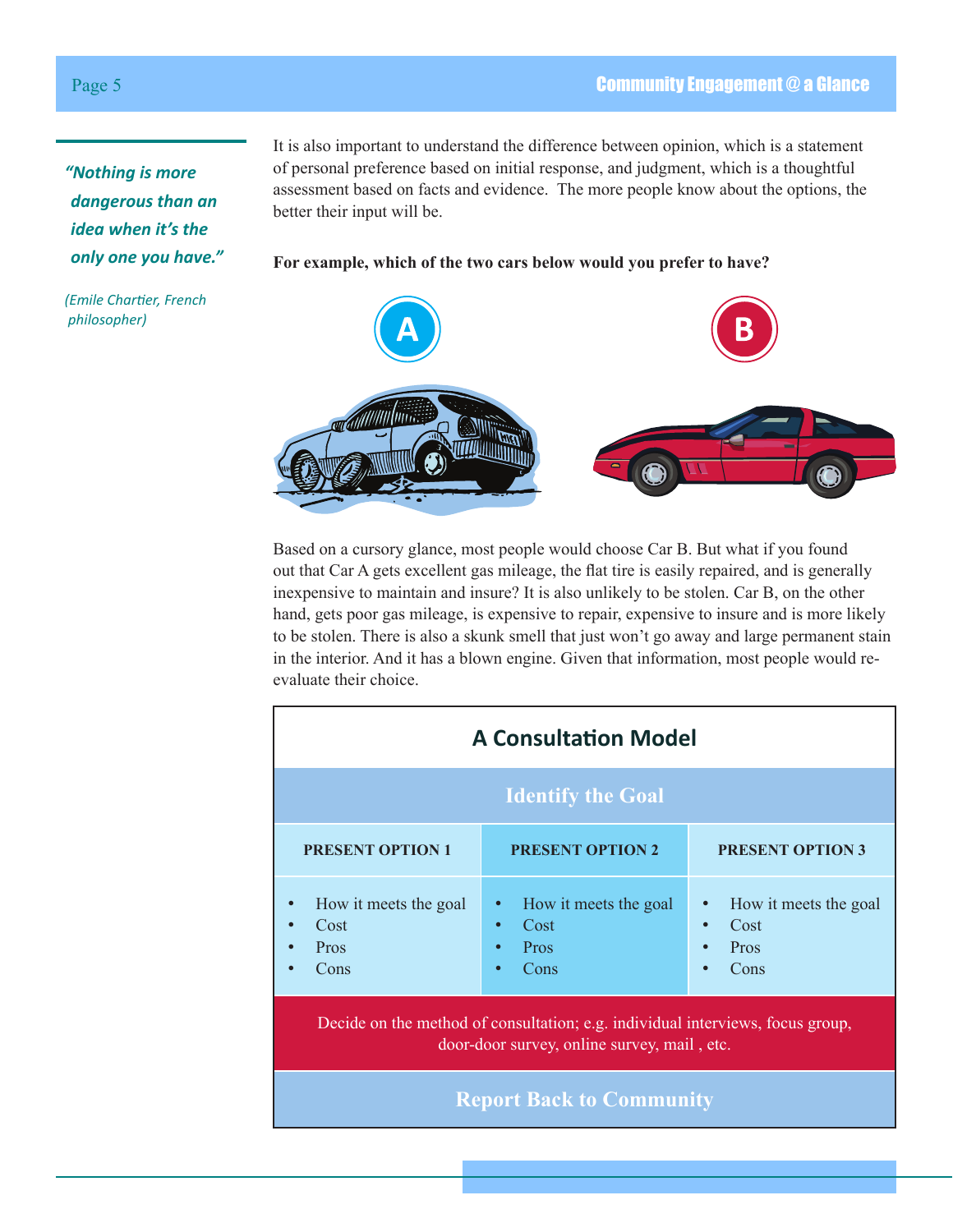> *"Nothing is more dangerous than an idea when it's the only one you have."*
>
> *(Emile Chartier, French philosopher)*

It is also important to understand the difference between opinion, which is a statement of personal preference based on initial response, and judgment, which is a thoughtful assessment based on facts and evidence. The more people know about the options, the better their input will be.

**For example, which of the two cars below would you prefer to have?**

A

B

Based on a cursory glance, most people would choose Car B. But what if you found out that Car A gets excellent gas mileage, the flat tire is easily repaired, and is generally inexpensive to maintain and insure? It is also unlikely to be stolen. Car B, on the other hand, gets poor gas mileage, is expensive to repair, expensive to insure and is more likely to be stolen. There is also a skunk smell that just won't go away and large permanent stain in the interior. And it has a blown engine. Given that information, most people would re-evaluate their choice.

## A Consultation Model

**Identify the Goal**

| PRESENT OPTION 1 | PRESENT OPTION 2 | PRESENT OPTION 3 |
|---|---|---|
| • How it meets the goal<br>• Cost<br>• Pros<br>• Cons | • How it meets the goal<br>• Cost<br>• Pros<br>• Cons | • How it meets the goal<br>• Cost<br>• Pros<br>• Cons |

Decide on the method of consultation; e.g. individual interviews, focus group, door-door survey, online survey, mail , etc.

**Report Back to Community**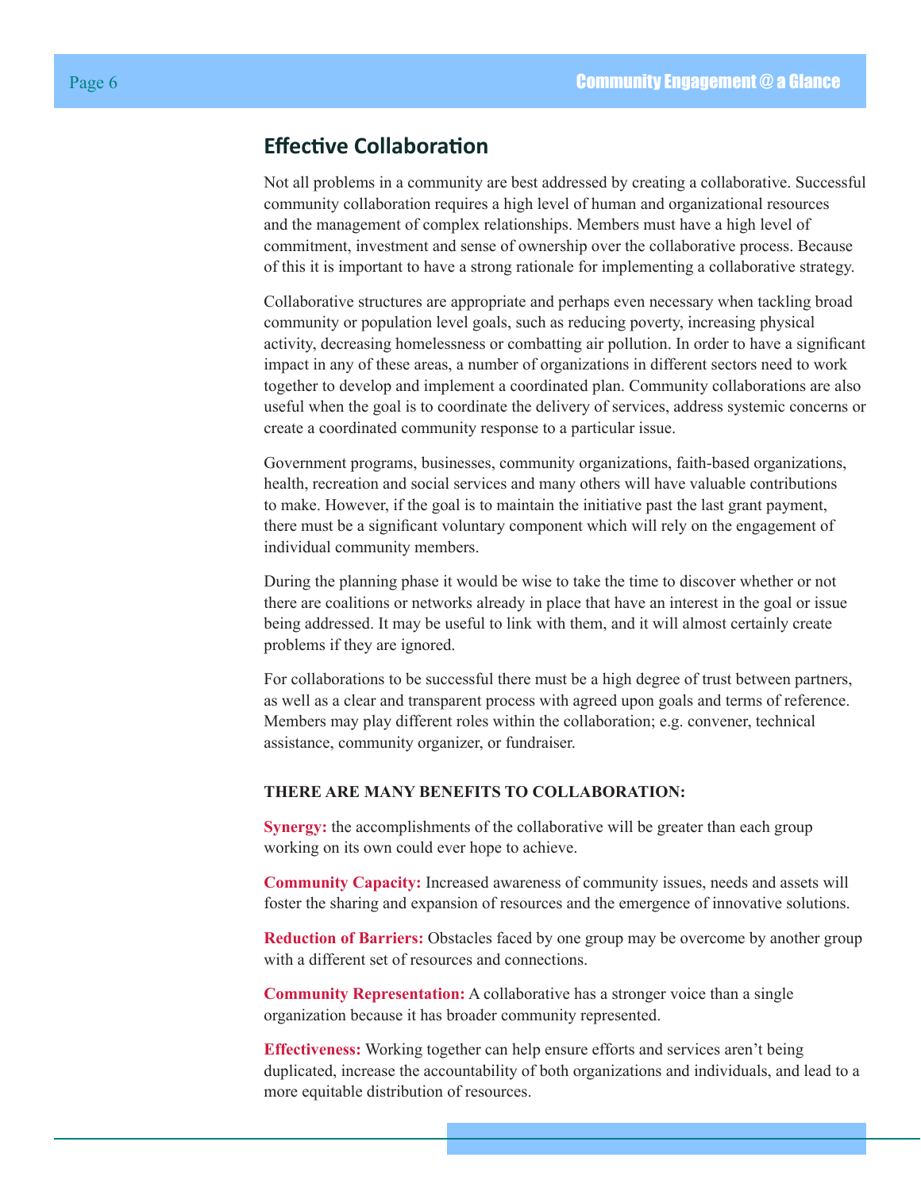## Effective Collaboration

Not all problems in a community are best addressed by creating a collaborative. Successful community collaboration requires a high level of human and organizational resources and the management of complex relationships. Members must have a high level of commitment, investment and sense of ownership over the collaborative process. Because of this it is important to have a strong rationale for implementing a collaborative strategy.

Collaborative structures are appropriate and perhaps even necessary when tackling broad community or population level goals, such as reducing poverty, increasing physical activity, decreasing homelessness or combatting air pollution. In order to have a significant impact in any of these areas, a number of organizations in different sectors need to work together to develop and implement a coordinated plan. Community collaborations are also useful when the goal is to coordinate the delivery of services, address systemic concerns or create a coordinated community response to a particular issue.

Government programs, businesses, community organizations, faith-based organizations, health, recreation and social services and many others will have valuable contributions to make. However, if the goal is to maintain the initiative past the last grant payment, there must be a significant voluntary component which will rely on the engagement of individual community members.

During the planning phase it would be wise to take the time to discover whether or not there are coalitions or networks already in place that have an interest in the goal or issue being addressed. It may be useful to link with them, and it will almost certainly create problems if they are ignored.

For collaborations to be successful there must be a high degree of trust between partners, as well as a clear and transparent process with agreed upon goals and terms of reference. Members may play different roles within the collaboration; e.g. convener, technical assistance, community organizer, or fundraiser.

**THERE ARE MANY BENEFITS TO COLLABORATION:**

**Synergy:** the accomplishments of the collaborative will be greater than each group working on its own could ever hope to achieve.

**Community Capacity:** Increased awareness of community issues, needs and assets will foster the sharing and expansion of resources and the emergence of innovative solutions.

**Reduction of Barriers:** Obstacles faced by one group may be overcome by another group with a different set of resources and connections.

**Community Representation:** A collaborative has a stronger voice than a single organization because it has broader community represented.

**Effectiveness:** Working together can help ensure efforts and services aren't being duplicated, increase the accountability of both organizations and individuals, and lead to a more equitable distribution of resources.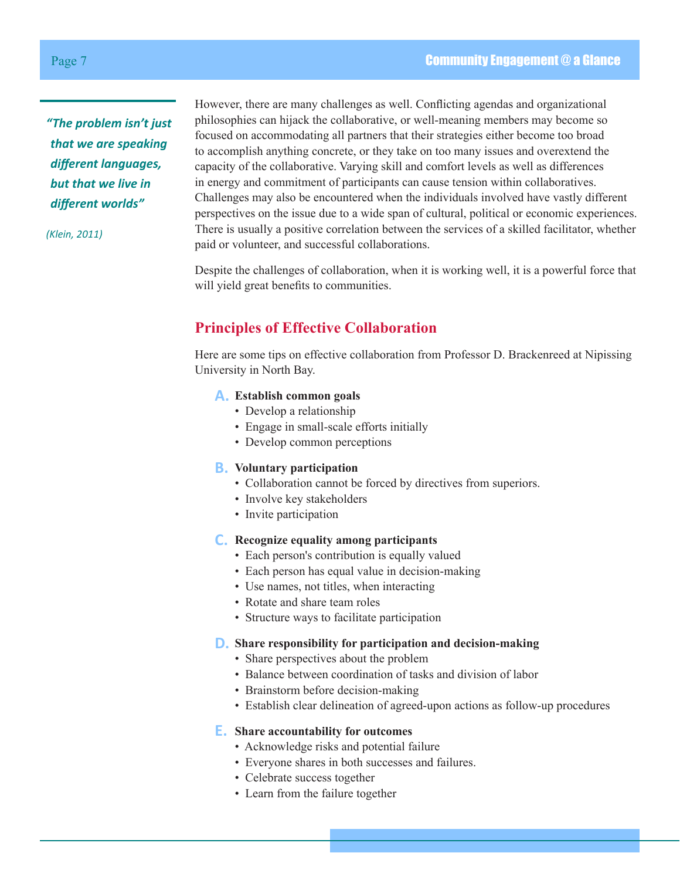> *"The problem isn't just that we are speaking different languages, but that we live in different worlds"*
>
> *(Klein, 2011)*

However, there are many challenges as well. Conflicting agendas and organizational philosophies can hijack the collaborative, or well-meaning members may become so focused on accommodating all partners that their strategies either become too broad to accomplish anything concrete, or they take on too many issues and overextend the capacity of the collaborative. Varying skill and comfort levels as well as differences in energy and commitment of participants can cause tension within collaboratives. Challenges may also be encountered when the individuals involved have vastly different perspectives on the issue due to a wide span of cultural, political or economic experiences. There is usually a positive correlation between the services of a skilled facilitator, whether paid or volunteer, and successful collaborations.

Despite the challenges of collaboration, when it is working well, it is a powerful force that will yield great benefits to communities.

## Principles of Effective Collaboration

Here are some tips on effective collaboration from Professor D. Brackenreed at Nipissing University in North Bay.

**A. Establish common goals**
- Develop a relationship
- Engage in small-scale efforts initially
- Develop common perceptions

**B. Voluntary participation**
- Collaboration cannot be forced by directives from superiors.
- Involve key stakeholders
- Invite participation

**C. Recognize equality among participants**
- Each person's contribution is equally valued
- Each person has equal value in decision-making
- Use names, not titles, when interacting
- Rotate and share team roles
- Structure ways to facilitate participation

**D. Share responsibility for participation and decision-making**
- Share perspectives about the problem
- Balance between coordination of tasks and division of labor
- Brainstorm before decision-making
- Establish clear delineation of agreed-upon actions as follow-up procedures

**E. Share accountability for outcomes**
- Acknowledge risks and potential failure
- Everyone shares in both successes and failures.
- Celebrate success together
- Learn from the failure together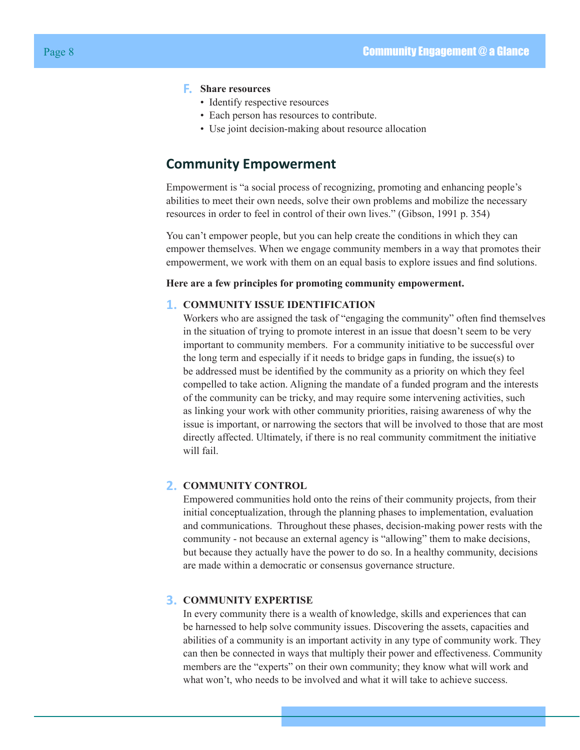**F. Share resources**

- Identify respective resources
- Each person has resources to contribute.
- Use joint decision-making about resource allocation

## Community Empowerment

Empowerment is "a social process of recognizing, promoting and enhancing people's abilities to meet their own needs, solve their own problems and mobilize the necessary resources in order to feel in control of their own lives." (Gibson, 1991 p. 354)

You can't empower people, but you can help create the conditions in which they can empower themselves. When we engage community members in a way that promotes their empowerment, we work with them on an equal basis to explore issues and find solutions.

**Here are a few principles for promoting community empowerment.**

**1. COMMUNITY ISSUE IDENTIFICATION**

Workers who are assigned the task of "engaging the community" often find themselves in the situation of trying to promote interest in an issue that doesn't seem to be very important to community members. For a community initiative to be successful over the long term and especially if it needs to bridge gaps in funding, the issue(s) to be addressed must be identified by the community as a priority on which they feel compelled to take action. Aligning the mandate of a funded program and the interests of the community can be tricky, and may require some intervening activities, such as linking your work with other community priorities, raising awareness of why the issue is important, or narrowing the sectors that will be involved to those that are most directly affected. Ultimately, if there is no real community commitment the initiative will fail.

**2. COMMUNITY CONTROL**

Empowered communities hold onto the reins of their community projects, from their initial conceptualization, through the planning phases to implementation, evaluation and communications. Throughout these phases, decision-making power rests with the community - not because an external agency is "allowing" them to make decisions, but because they actually have the power to do so. In a healthy community, decisions are made within a democratic or consensus governance structure.

**3. COMMUNITY EXPERTISE**

In every community there is a wealth of knowledge, skills and experiences that can be harnessed to help solve community issues. Discovering the assets, capacities and abilities of a community is an important activity in any type of community work. They can then be connected in ways that multiply their power and effectiveness. Community members are the "experts" on their own community; they know what will work and what won't, who needs to be involved and what it will take to achieve success.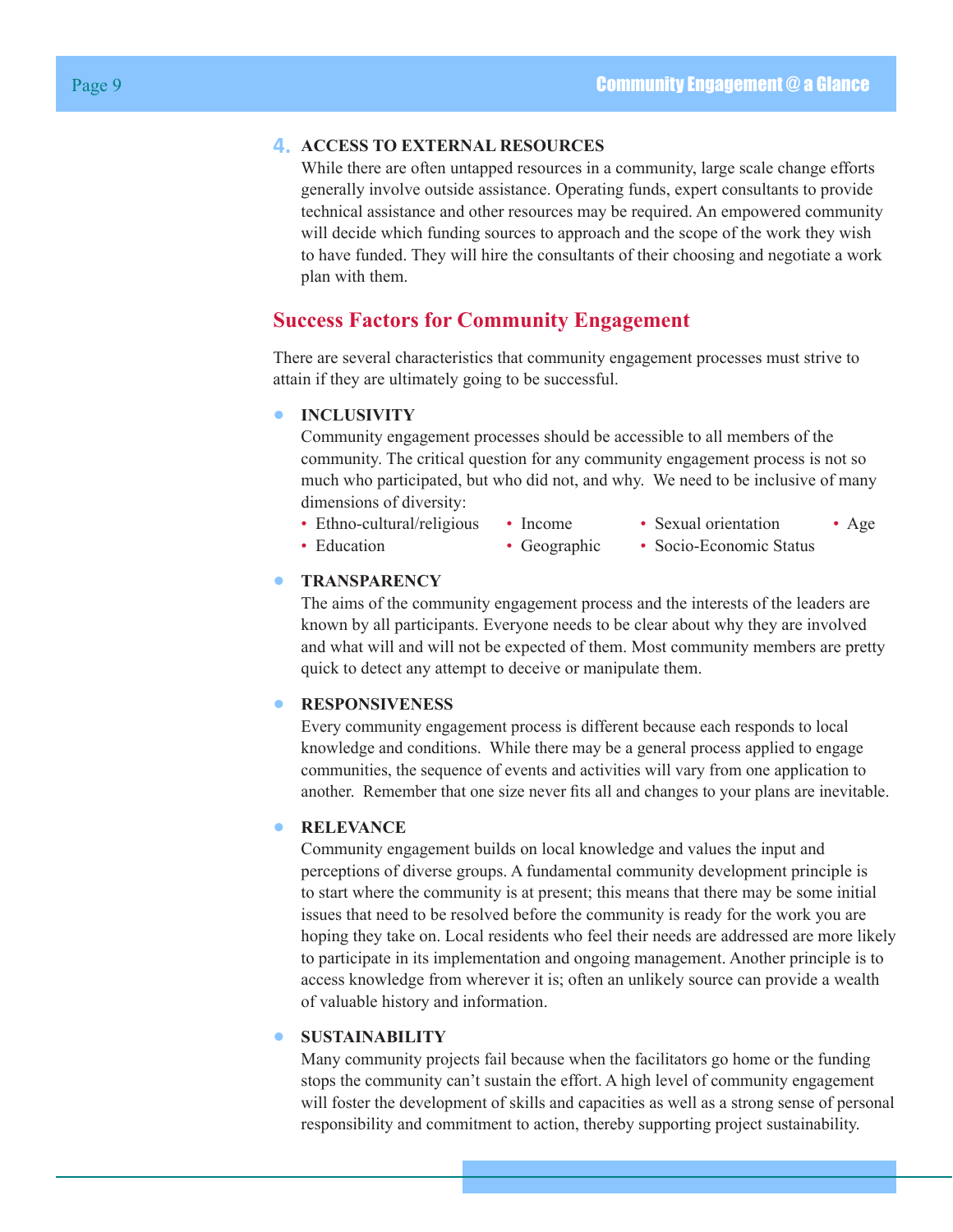4. **ACCESS TO EXTERNAL RESOURCES**

While there are often untapped resources in a community, large scale change efforts generally involve outside assistance. Operating funds, expert consultants to provide technical assistance and other resources may be required. An empowered community will decide which funding sources to approach and the scope of the work they wish to have funded. They will hire the consultants of their choosing and negotiate a work plan with them.

## Success Factors for Community Engagement

There are several characteristics that community engagement processes must strive to attain if they are ultimately going to be successful.

- **INCLUSIVITY**

  Community engagement processes should be accessible to all members of the community. The critical question for any community engagement process is not so much who participated, but who did not, and why. We need to be inclusive of many dimensions of diversity:

  - Ethno-cultural/religious
  - Income
  - Sexual orientation
  - Age
  - Education
  - Geographic
  - Socio-Economic Status

- **TRANSPARENCY**

  The aims of the community engagement process and the interests of the leaders are known by all participants. Everyone needs to be clear about why they are involved and what will and will not be expected of them. Most community members are pretty quick to detect any attempt to deceive or manipulate them.

- **RESPONSIVENESS**

  Every community engagement process is different because each responds to local knowledge and conditions. While there may be a general process applied to engage communities, the sequence of events and activities will vary from one application to another. Remember that one size never fits all and changes to your plans are inevitable.

- **RELEVANCE**

  Community engagement builds on local knowledge and values the input and perceptions of diverse groups. A fundamental community development principle is to start where the community is at present; this means that there may be some initial issues that need to be resolved before the community is ready for the work you are hoping they take on. Local residents who feel their needs are addressed are more likely to participate in its implementation and ongoing management. Another principle is to access knowledge from wherever it is; often an unlikely source can provide a wealth of valuable history and information.

- **SUSTAINABILITY**

  Many community projects fail because when the facilitators go home or the funding stops the community can't sustain the effort. A high level of community engagement will foster the development of skills and capacities as well as a strong sense of personal responsibility and commitment to action, thereby supporting project sustainability.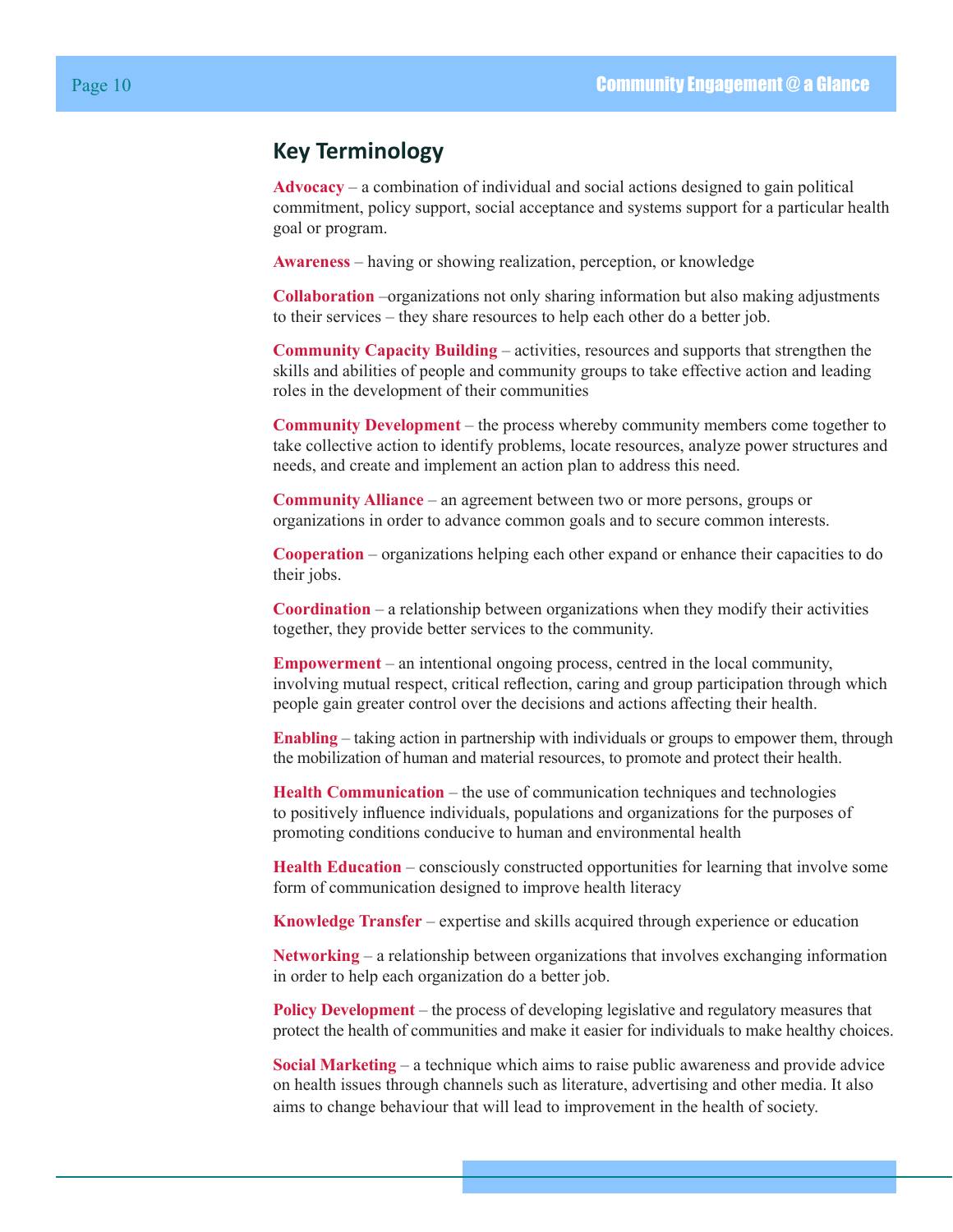## Key Terminology

**Advocacy** – a combination of individual and social actions designed to gain political commitment, policy support, social acceptance and systems support for a particular health goal or program.

**Awareness** – having or showing realization, perception, or knowledge

**Collaboration** –organizations not only sharing information but also making adjustments to their services – they share resources to help each other do a better job.

**Community Capacity Building** – activities, resources and supports that strengthen the skills and abilities of people and community groups to take effective action and leading roles in the development of their communities

**Community Development** – the process whereby community members come together to take collective action to identify problems, locate resources, analyze power structures and needs, and create and implement an action plan to address this need.

**Community Alliance** – an agreement between two or more persons, groups or organizations in order to advance common goals and to secure common interests.

**Cooperation** – organizations helping each other expand or enhance their capacities to do their jobs.

**Coordination** – a relationship between organizations when they modify their activities together, they provide better services to the community.

**Empowerment** – an intentional ongoing process, centred in the local community, involving mutual respect, critical reflection, caring and group participation through which people gain greater control over the decisions and actions affecting their health.

**Enabling** – taking action in partnership with individuals or groups to empower them, through the mobilization of human and material resources, to promote and protect their health.

**Health Communication** – the use of communication techniques and technologies to positively influence individuals, populations and organizations for the purposes of promoting conditions conducive to human and environmental health

**Health Education** – consciously constructed opportunities for learning that involve some form of communication designed to improve health literacy

**Knowledge Transfer** – expertise and skills acquired through experience or education

**Networking** – a relationship between organizations that involves exchanging information in order to help each organization do a better job.

**Policy Development** – the process of developing legislative and regulatory measures that protect the health of communities and make it easier for individuals to make healthy choices.

**Social Marketing** – a technique which aims to raise public awareness and provide advice on health issues through channels such as literature, advertising and other media. It also aims to change behaviour that will lead to improvement in the health of society.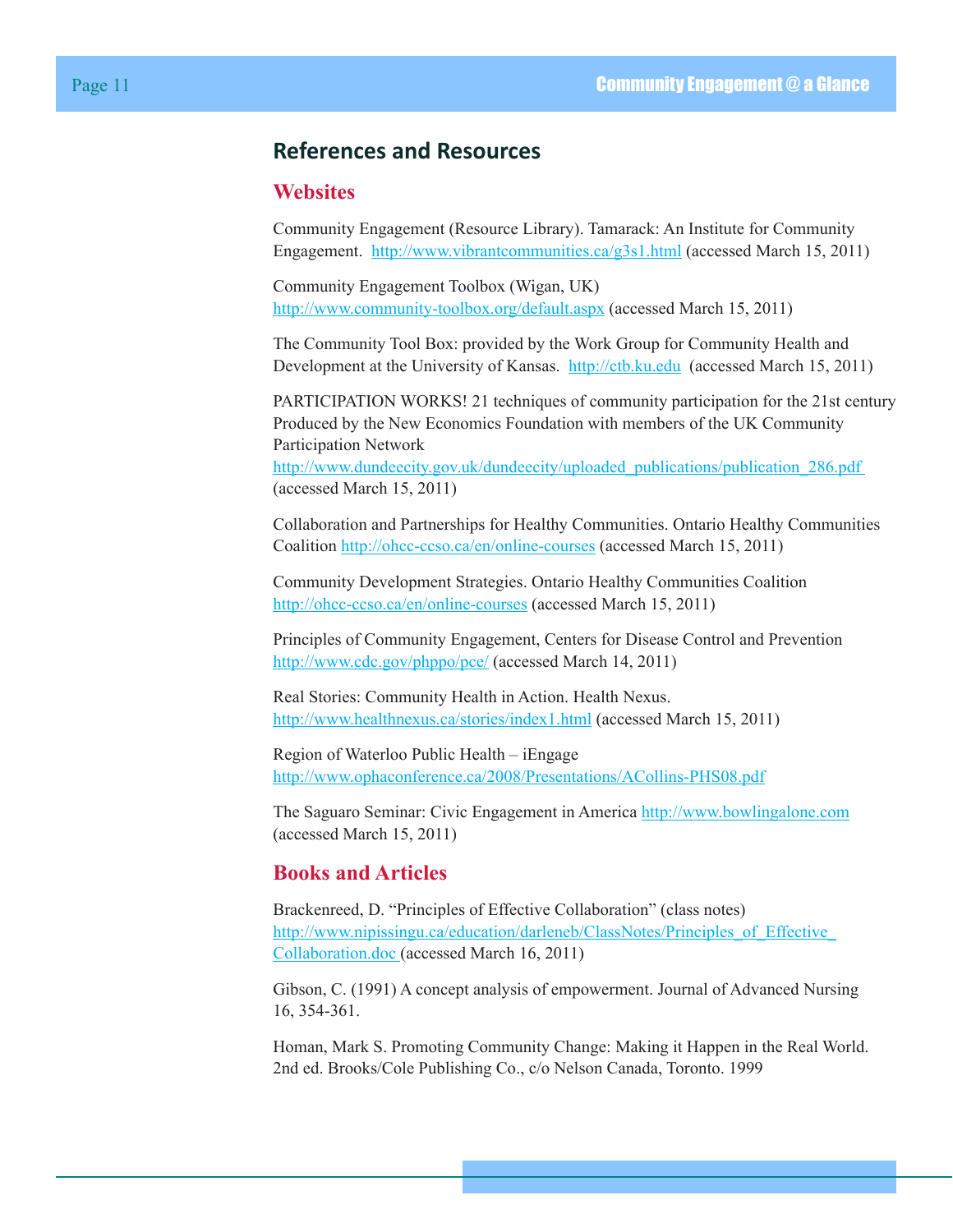## References and Resources

### Websites

Community Engagement (Resource Library). Tamarack: An Institute for Community Engagement. http://www.vibrantcommunities.ca/g3s1.html (accessed March 15, 2011)

Community Engagement Toolbox (Wigan, UK) http://www.community-toolbox.org/default.aspx (accessed March 15, 2011)

The Community Tool Box: provided by the Work Group for Community Health and Development at the University of Kansas. http://ctb.ku.edu (accessed March 15, 2011)

PARTICIPATION WORKS! 21 techniques of community participation for the 21st century Produced by the New Economics Foundation with members of the UK Community Participation Network http://www.dundeecity.gov.uk/dundeecity/uploaded_publications/publication_286.pdf (accessed March 15, 2011)

Collaboration and Partnerships for Healthy Communities. Ontario Healthy Communities Coalition http://ohcc-ccso.ca/en/online-courses (accessed March 15, 2011)

Community Development Strategies. Ontario Healthy Communities Coalition http://ohcc-ccso.ca/en/online-courses (accessed March 15, 2011)

Principles of Community Engagement, Centers for Disease Control and Prevention http://www.cdc.gov/phppo/pce/ (accessed March 14, 2011)

Real Stories: Community Health in Action. Health Nexus. http://www.healthnexus.ca/stories/index1.html (accessed March 15, 2011)

Region of Waterloo Public Health – iEngage http://www.ophaconference.ca/2008/Presentations/ACollins-PHS08.pdf

The Saguaro Seminar: Civic Engagement in America http://www.bowlingalone.com (accessed March 15, 2011)

### Books and Articles

Brackenreed, D. "Principles of Effective Collaboration" (class notes) http://www.nipissingu.ca/education/darleneb/ClassNotes/Principles_of_Effective_Collaboration.doc (accessed March 16, 2011)

Gibson, C. (1991) A concept analysis of empowerment. Journal of Advanced Nursing 16, 354-361.

Homan, Mark S. Promoting Community Change: Making it Happen in the Real World. 2nd ed. Brooks/Cole Publishing Co., c/o Nelson Canada, Toronto. 1999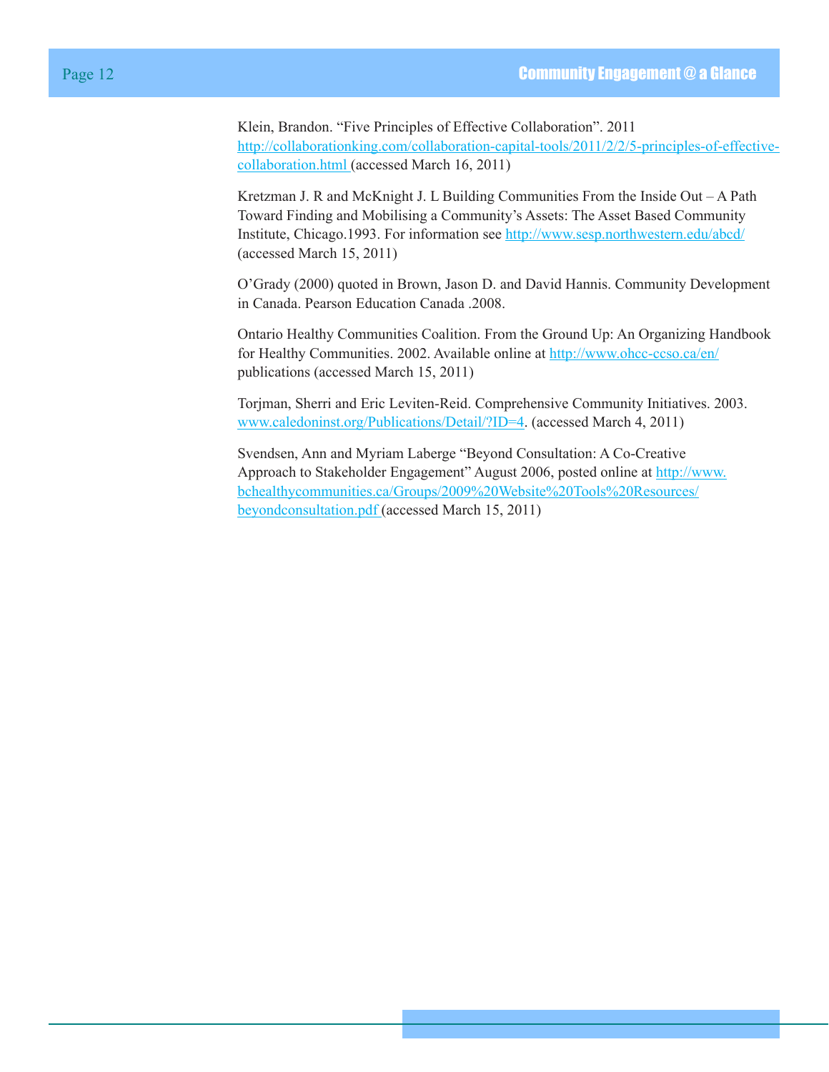Klein, Brandon. “Five Principles of Effective Collaboration”. 2011 http://collaborationking.com/collaboration-capital-tools/2011/2/2/5-principles-of-effective-collaboration.html (accessed March 16, 2011)

Kretzman J. R and McKnight J. L Building Communities From the Inside Out – A Path Toward Finding and Mobilising a Community’s Assets: The Asset Based Community Institute, Chicago.1993. For information see http://www.sesp.northwestern.edu/abcd/ (accessed March 15, 2011)

O’Grady (2000) quoted in Brown, Jason D. and David Hannis. Community Development in Canada. Pearson Education Canada .2008.

Ontario Healthy Communities Coalition. From the Ground Up: An Organizing Handbook for Healthy Communities. 2002. Available online at http://www.ohcc-ccso.ca/en/ publications (accessed March 15, 2011)

Torjman, Sherri and Eric Leviten-Reid. Comprehensive Community Initiatives. 2003. www.caledoninst.org/Publications/Detail/?ID=4. (accessed March 4, 2011)

Svendsen, Ann and Myriam Laberge “Beyond Consultation: A Co-Creative Approach to Stakeholder Engagement” August 2006, posted online at http://www.bchealthycommunities.ca/Groups/2009%20Website%20Tools%20Resources/beyondconsultation.pdf (accessed March 15, 2011)